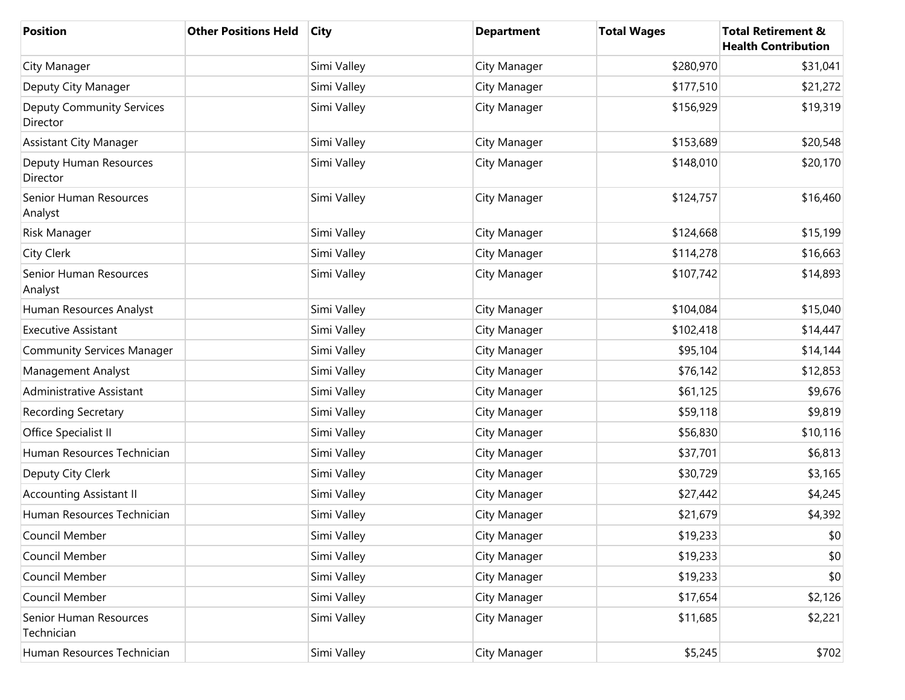| Position | Other Positions Held | City | Department | Total Wages | Total Retirement & Health Contribution |
| --- | --- | --- | --- | --- | --- |
| City Manager | | Simi Valley | City Manager | $280,970 | $31,041 |
| Deputy City Manager | | Simi Valley | City Manager | $177,510 | $21,272 |
| Deputy Community Services Director | | Simi Valley | City Manager | $156,929 | $19,319 |
| Assistant City Manager | | Simi Valley | City Manager | $153,689 | $20,548 |
| Deputy Human Resources Director | | Simi Valley | City Manager | $148,010 | $20,170 |
| Senior Human Resources Analyst | | Simi Valley | City Manager | $124,757 | $16,460 |
| Risk Manager | | Simi Valley | City Manager | $124,668 | $15,199 |
| City Clerk | | Simi Valley | City Manager | $114,278 | $16,663 |
| Senior Human Resources Analyst | | Simi Valley | City Manager | $107,742 | $14,893 |
| Human Resources Analyst | | Simi Valley | City Manager | $104,084 | $15,040 |
| Executive Assistant | | Simi Valley | City Manager | $102,418 | $14,447 |
| Community Services Manager | | Simi Valley | City Manager | $95,104 | $14,144 |
| Management Analyst | | Simi Valley | City Manager | $76,142 | $12,853 |
| Administrative Assistant | | Simi Valley | City Manager | $61,125 | $9,676 |
| Recording Secretary | | Simi Valley | City Manager | $59,118 | $9,819 |
| Office Specialist II | | Simi Valley | City Manager | $56,830 | $10,116 |
| Human Resources Technician | | Simi Valley | City Manager | $37,701 | $6,813 |
| Deputy City Clerk | | Simi Valley | City Manager | $30,729 | $3,165 |
| Accounting Assistant II | | Simi Valley | City Manager | $27,442 | $4,245 |
| Human Resources Technician | | Simi Valley | City Manager | $21,679 | $4,392 |
| Council Member | | Simi Valley | City Manager | $19,233 | $0 |
| Council Member | | Simi Valley | City Manager | $19,233 | $0 |
| Council Member | | Simi Valley | City Manager | $19,233 | $0 |
| Council Member | | Simi Valley | City Manager | $17,654 | $2,126 |
| Senior Human Resources Technician | | Simi Valley | City Manager | $11,685 | $2,221 |
| Human Resources Technician | | Simi Valley | City Manager | $5,245 | $702 |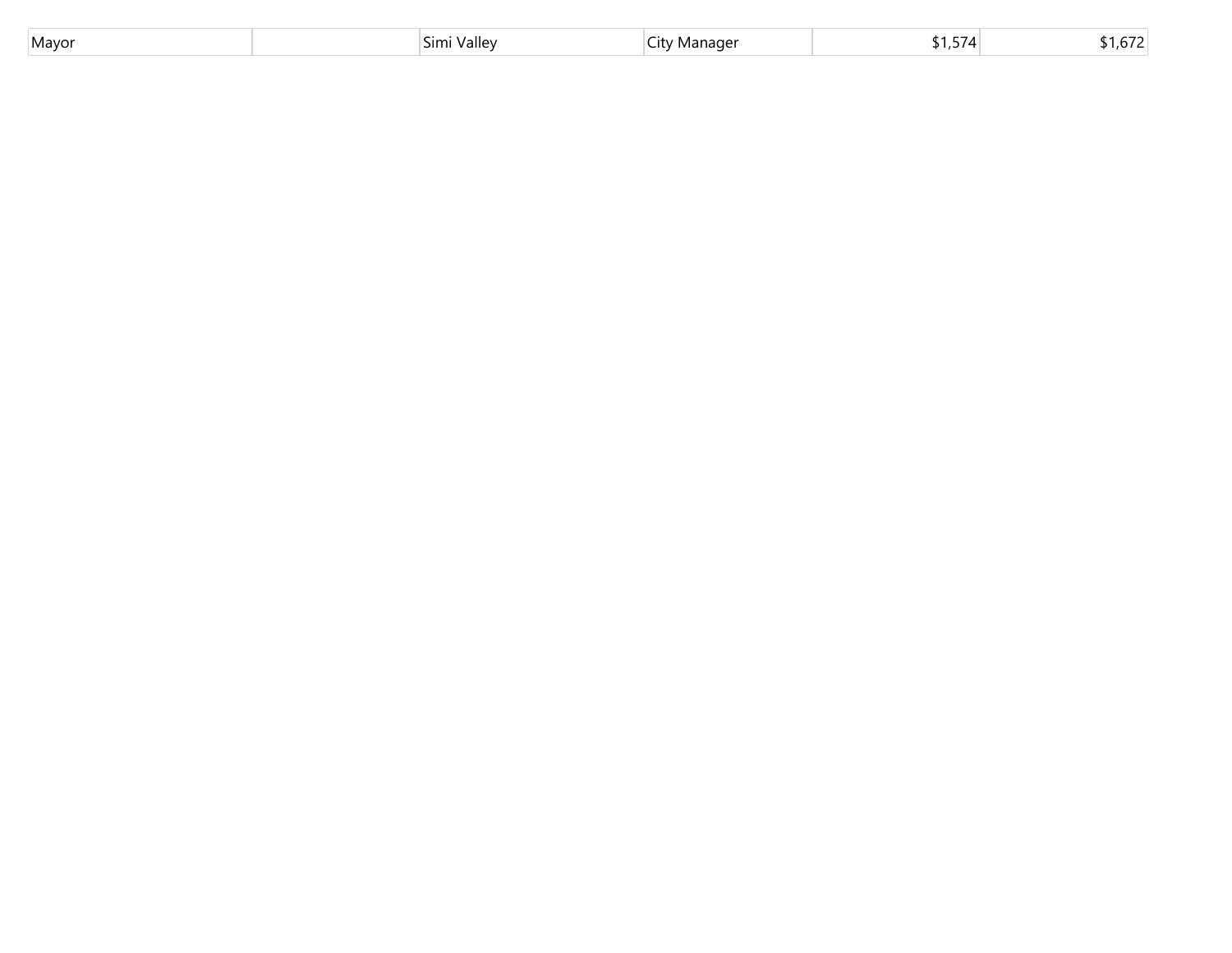| | | | | | |
|---|---|---|---|---|---|
| Mayor | | Simi Valley | City Manager | $1,574 | $1,672 |